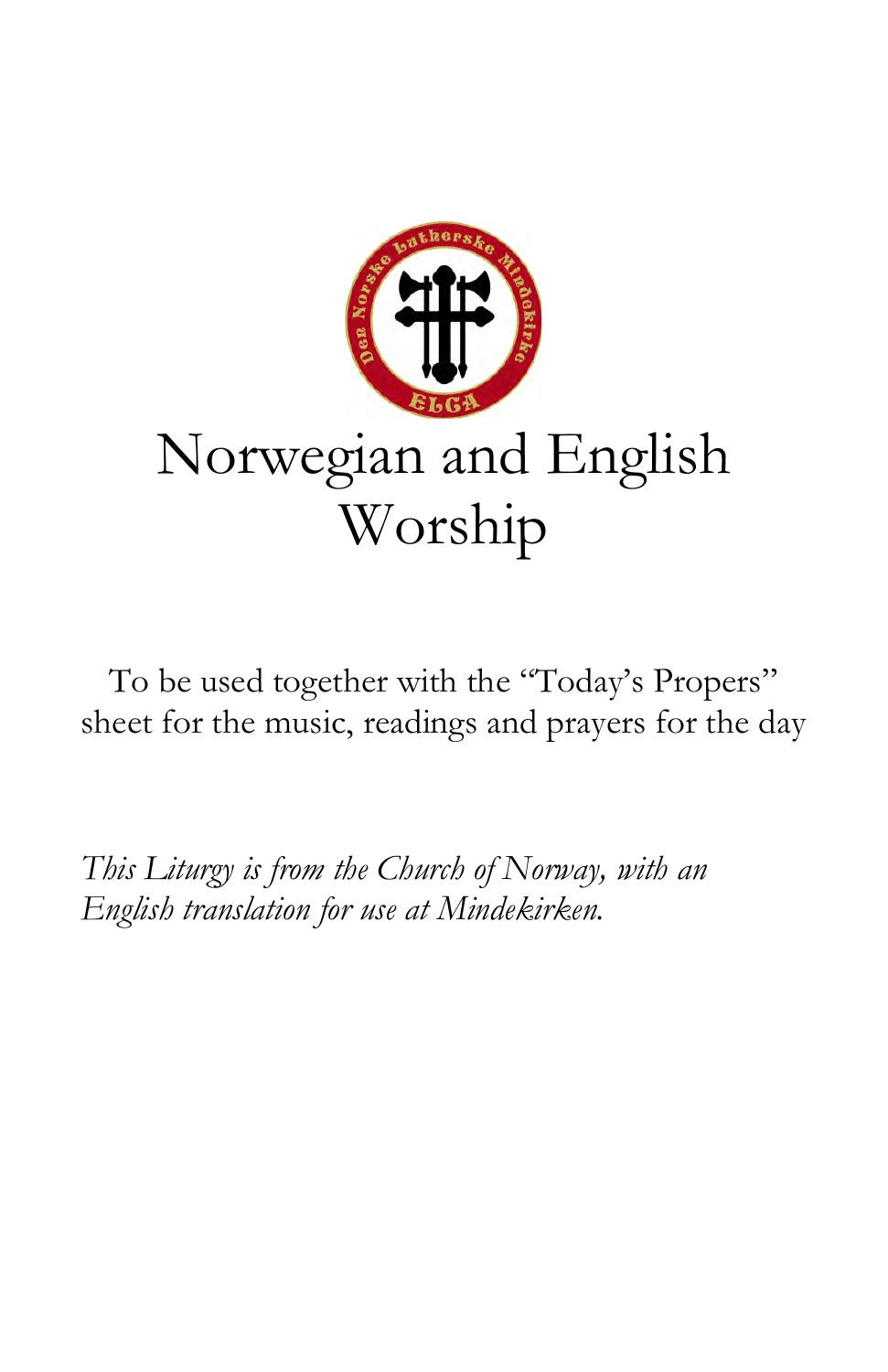# Norwegian and English Worship

To be used together with the "Today's Propers" sheet for the music, readings and prayers for the day

*This Liturgy is from the Church of Norway, with an English translation for use at Mindekirken.*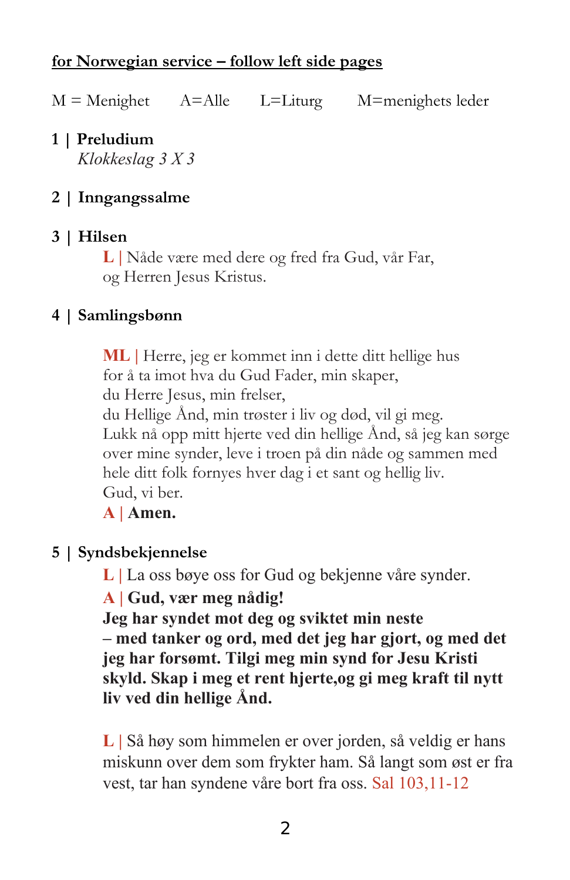<u>**for Norwegian service – follow left side pages**</u>

M = Menighet   A=Alle   L=Liturg   M=menighets leder

**1 | Preludium**

*Klokkeslag 3 X 3*

**2 | Inngangssalme**

**3 | Hilsen**

L | Nåde være med dere og fred fra Gud, vår Far,
og Herren Jesus Kristus.

**4 | Samlingsbønn**

ML | Herre, jeg er kommet inn i dette ditt hellige hus
for å ta imot hva du Gud Fader, min skaper,
du Herre Jesus, min frelser,
du Hellige Ånd, min trøster i liv og død, vil gi meg.
Lukk nå opp mitt hjerte ved din hellige Ånd, så jeg kan sørge over mine synder, leve i troen på din nåde og sammen med hele ditt folk fornyes hver dag i et sant og hellig liv.
Gud, vi ber.

A | **Amen.**

**5 | Syndsbekjennelse**

L | La oss bøye oss for Gud og bekjenne våre synder.

A | **Gud, vær meg nådig!**
**Jeg har syndet mot deg og sviktet min neste**
**– med tanker og ord, med det jeg har gjort, og med det jeg har forsømt. Tilgi meg min synd for Jesu Kristi skyld. Skap i meg et rent hjerte,og gi meg kraft til nytt liv ved din hellige Ånd.**

L | Så høy som himmelen er over jorden, så veldig er hans miskunn over dem som frykter ham. Så langt som øst er fra vest, tar han syndene våre bort fra oss. Sal 103,11-12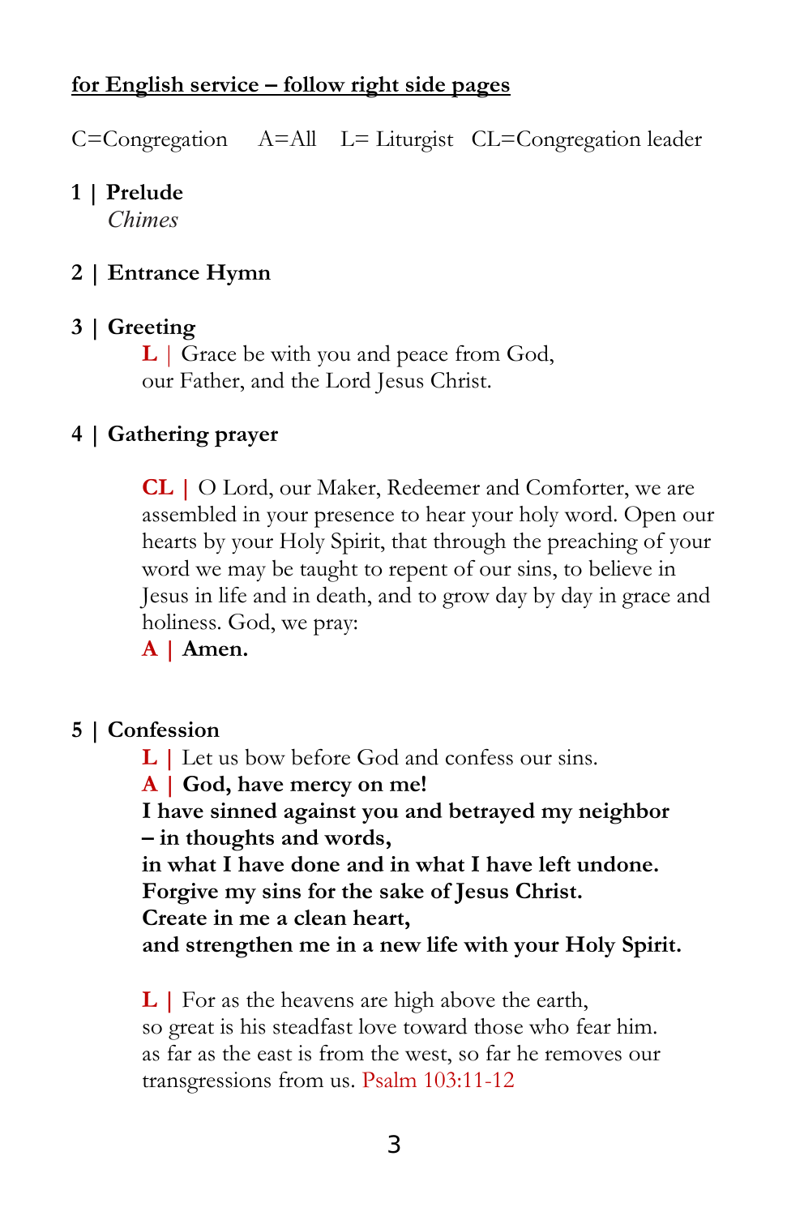**<u>for English service – follow right side pages</u>**

C=Congregation A=All L= Liturgist CL=Congregation leader

**1 | Prelude**

*Chimes*

**2 | Entrance Hymn**

**3 | Greeting**

**L** | Grace be with you and peace from God,
our Father, and the Lord Jesus Christ.

**4 | Gathering prayer**

**CL** | O Lord, our Maker, Redeemer and Comforter, we are assembled in your presence to hear your holy word. Open our hearts by your Holy Spirit, that through the preaching of your word we may be taught to repent of our sins, to believe in Jesus in life and in death, and to grow day by day in grace and holiness. God, we pray:

**A | Amen.**

**5 | Confession**

**L** | Let us bow before God and confess our sins.

**A | God, have mercy on me!**
**I have sinned against you and betrayed my neighbor – in thoughts and words,**
**in what I have done and in what I have left undone.**
**Forgive my sins for the sake of Jesus Christ.**
**Create in me a clean heart,**
**and strengthen me in a new life with your Holy Spirit.**

**L** | For as the heavens are high above the earth,
so great is his steadfast love toward those who fear him.
as far as the east is from the west, so far he removes our transgressions from us. Psalm 103:11-12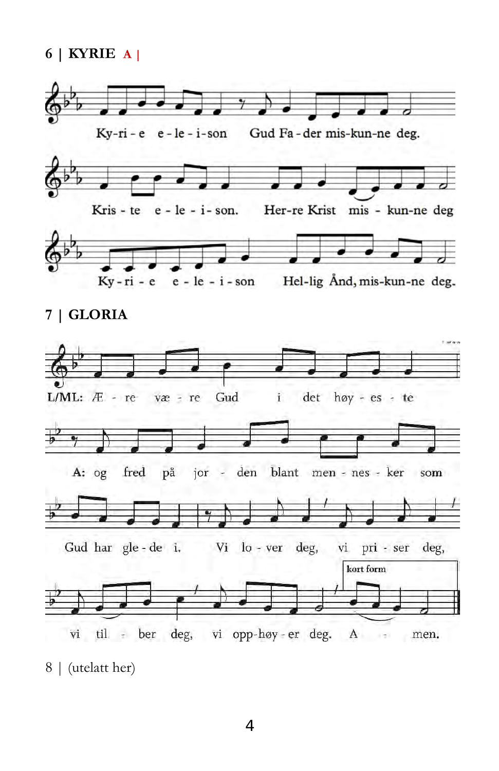## 6 | KYRIE A |

Ky-ri - e e - le - i - son Gud Fa - der mis-kun-ne deg.

Kris - te e - le - i - son. Her-re Krist mis - kun-ne deg

Ky - ri - e e - le - i - son Hel-lig Ånd, mis-kun-ne deg.

## 7 | GLORIA

L/ML: Æ - re væ - re Gud i det høy - es - te

A: og fred på jor - den blant men - nes - ker som

Gud har gle - de i. Vi lo - ver deg, vi pri - ser deg,

vi til - ber deg, vi opp-høy - er deg. A - men.

kort form

8 | (utelatt her)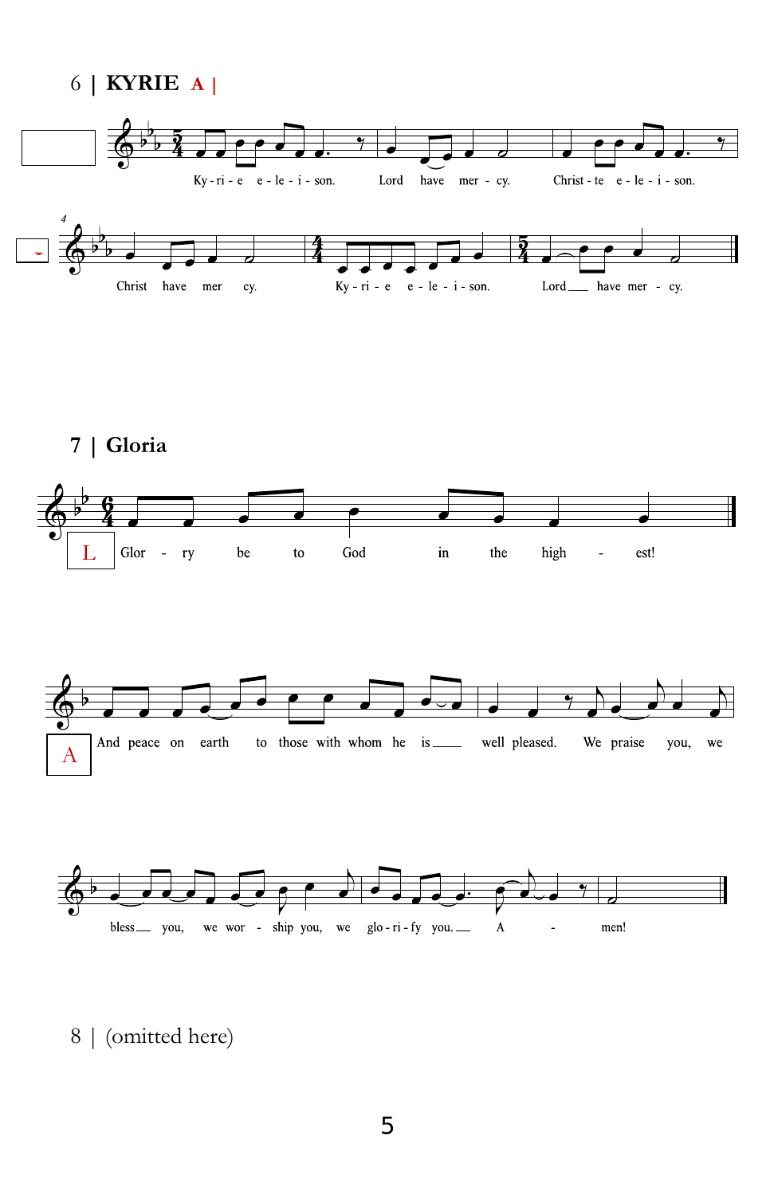## 6 | KYRIE A |

Ky - ri - e e - le - i - son. Lord have mer - cy. Christ - te e - le - i - son.

Christ have mer cy. Ky - ri - e e - le - i - son. Lord have mer - cy.

## 7 | Gloria

L Glor - ry be to God in the high - est!

A And peace on earth to those with whom he is well pleased. We praise you, we

bless you, we wor - ship you, we glo - ri - fy you. A - men!

## 8 | (omitted here)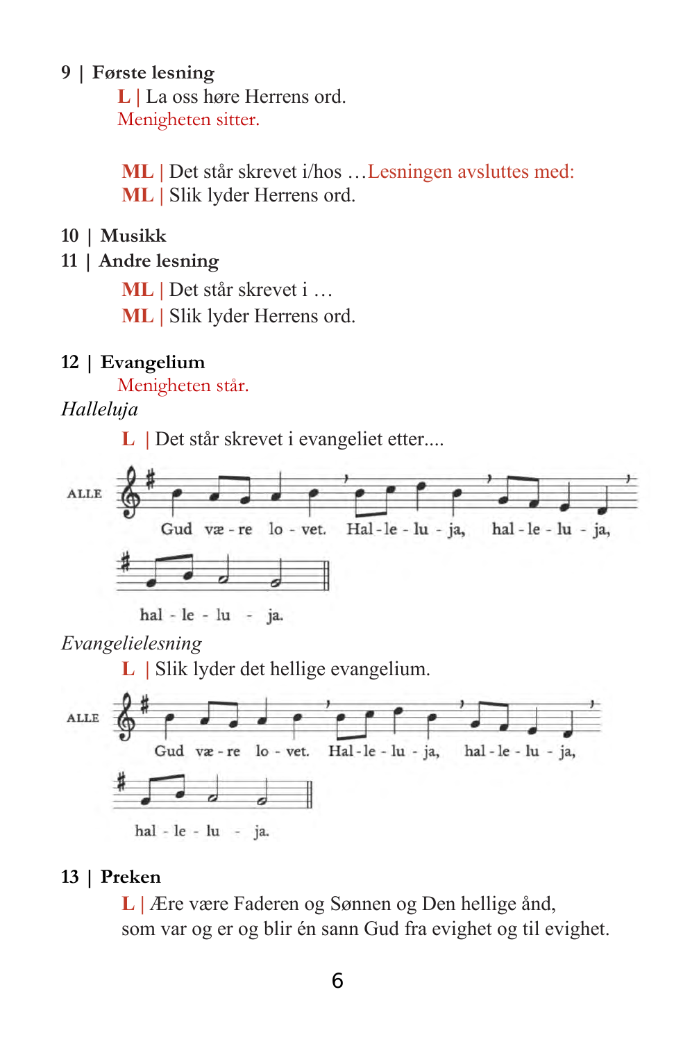## 9 | Første lesning

**L** | La oss høre Herrens ord.
Menigheten sitter.

**ML** | Det står skrevet i/hos …Lesningen avsluttes med:
**ML** | Slik lyder Herrens ord.

## 10 | Musikk

## 11 | Andre lesning

**ML** | Det står skrevet i …
**ML** | Slik lyder Herrens ord.

## 12 | Evangelium

Menigheten står.

*Halleluja*

**L** | Det står skrevet i evangeliet etter....

ALLE

Gud væ - re lo - vet. Hal - le - lu - ja, hal - le - lu - ja,
hal - le - lu - ja.

*Evangelielesning*

**L** | Slik lyder det hellige evangelium.

ALLE

Gud væ - re lo - vet. Hal - le - lu - ja, hal - le - lu - ja,
hal - le - lu - ja.

## 13 | Preken

**L** | Ære være Faderen og Sønnen og Den hellige ånd,
som var og er og blir én sann Gud fra evighet og til evighet.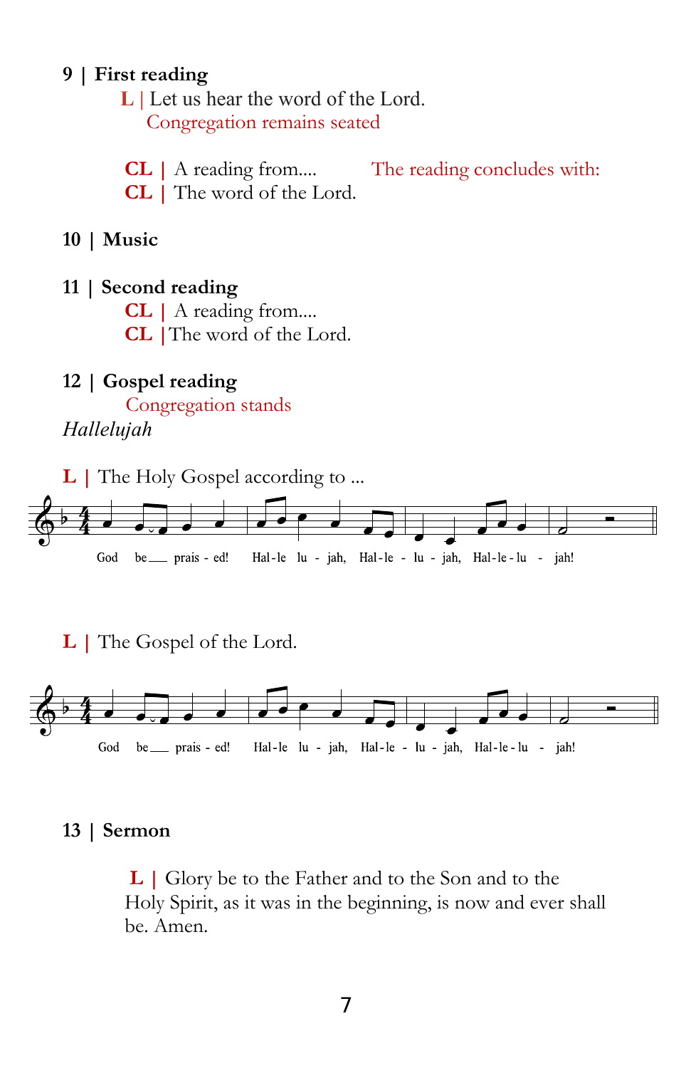**9 | First reading**

**L** | Let us hear the word of the Lord.

Congregation remains seated

**CL** | A reading from....

The reading concludes with:

**CL** | The word of the Lord.

**10 | Music**

**11 | Second reading**

**CL** | A reading from....

**CL** | The word of the Lord.

**12 | Gospel reading**

Congregation stands

*Hallelujah*

**L** | The Holy Gospel according to ...

God be praised! Hallelujah, Hallelujah, Hallelujah!

**L** | The Gospel of the Lord.

God be praised! Hallelujah, Hallelujah, Hallelujah!

**13 | Sermon**

**L** | Glory be to the Father and to the Son and to the Holy Spirit, as it was in the beginning, is now and ever shall be. Amen.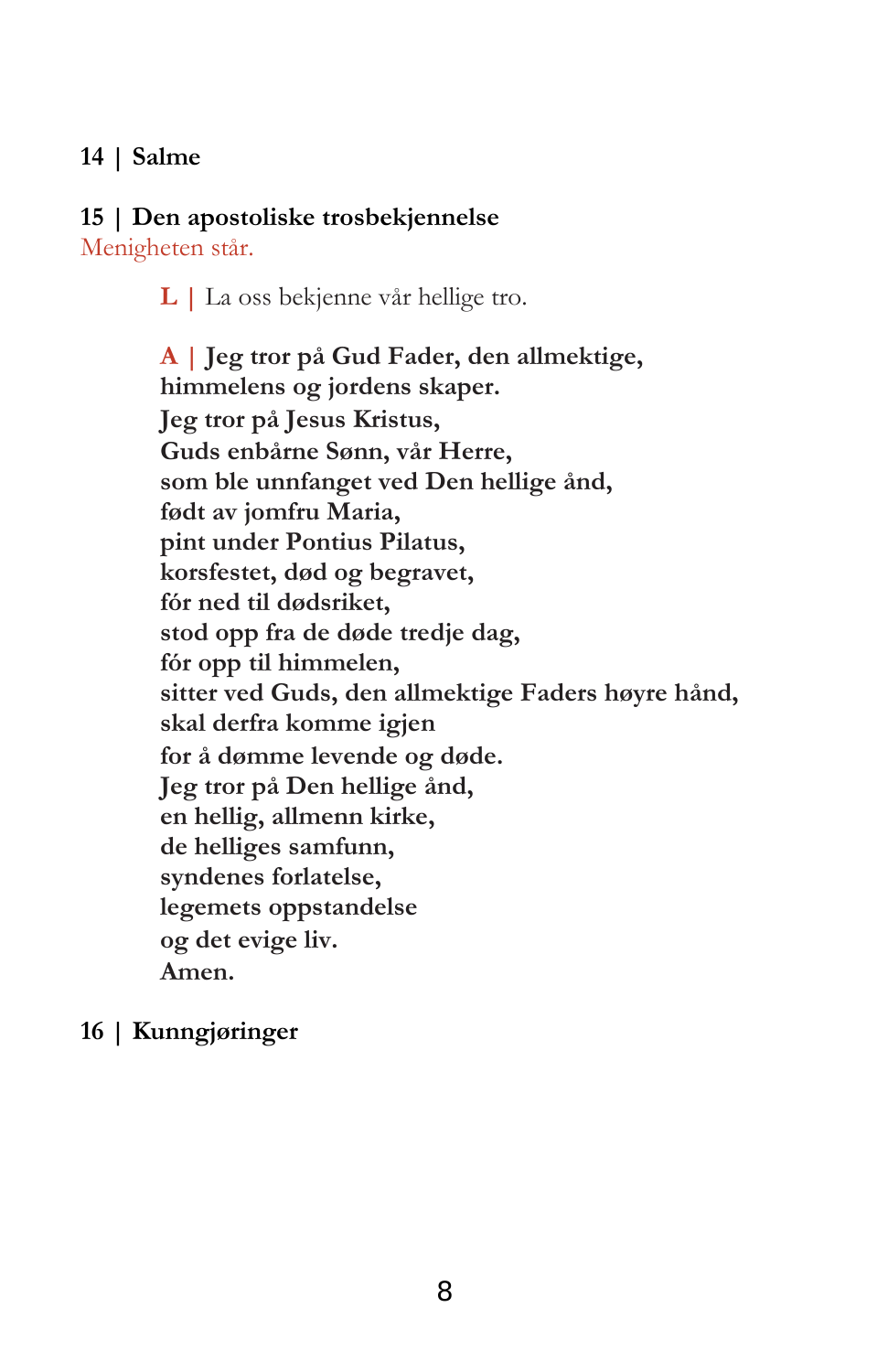**14 | Salme**

**15 | Den apostoliske trosbekjennelse**

Menigheten står.

L | La oss bekjenne vår hellige tro.

A | **Jeg tror på Gud Fader, den allmektige,**
**himmelens og jordens skaper.**
**Jeg tror på Jesus Kristus,**
**Guds enbårne Sønn, vår Herre,**
**som ble unnfanget ved Den hellige ånd,**
**født av jomfru Maria,**
**pint under Pontius Pilatus,**
**korsfestet, død og begravet,**
**fór ned til dødsriket,**
**stod opp fra de døde tredje dag,**
**fór opp til himmelen,**
**sitter ved Guds, den allmektige Faders høyre hånd,**
**skal derfra komme igjen**
**for å dømme levende og døde.**
**Jeg tror på Den hellige ånd,**
**en hellig, allmenn kirke,**
**de helliges samfunn,**
**syndenes forlatelse,**
**legemets oppstandelse**
**og det evige liv.**
**Amen.**

**16 | Kunngjøringer**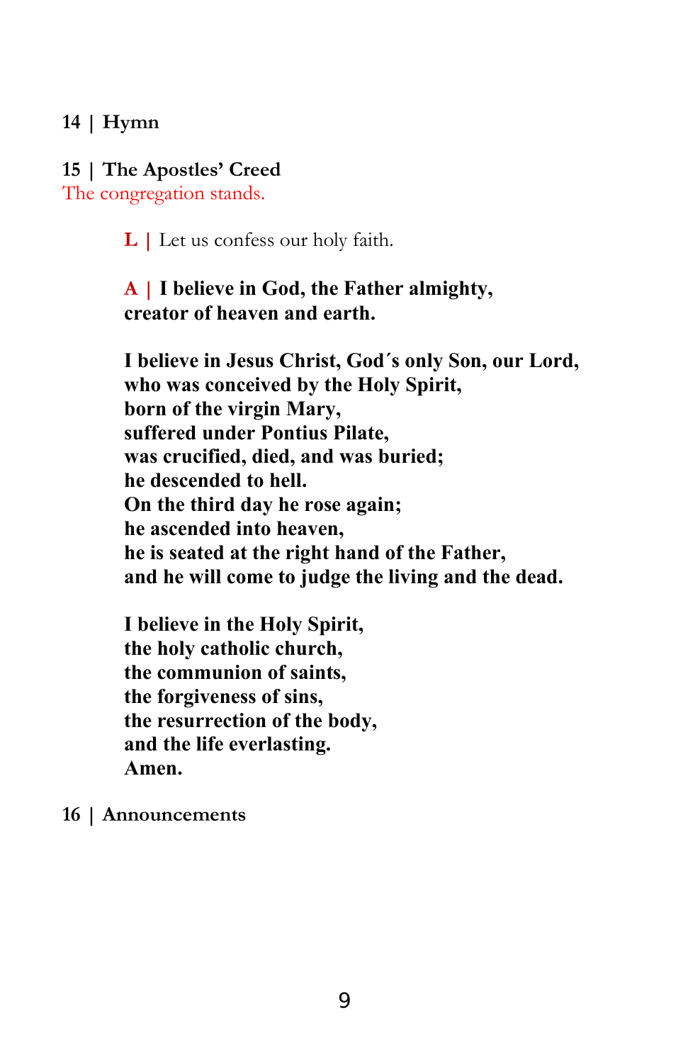**14 | Hymn**

**15 | The Apostles' Creed**

The congregation stands.

**L |** Let us confess our holy faith.

**A | I believe in God, the Father almighty,**
**creator of heaven and earth.**

**I believe in Jesus Christ, God´s only Son, our Lord,**
**who was conceived by the Holy Spirit,**
**born of the virgin Mary,**
**suffered under Pontius Pilate,**
**was crucified, died, and was buried;**
**he descended to hell.**
**On the third day he rose again;**
**he ascended into heaven,**
**he is seated at the right hand of the Father,**
**and he will come to judge the living and the dead.**

**I believe in the Holy Spirit,**
**the holy catholic church,**
**the communion of saints,**
**the forgiveness of sins,**
**the resurrection of the body,**
**and the life everlasting.**
**Amen.**

**16 | Announcements**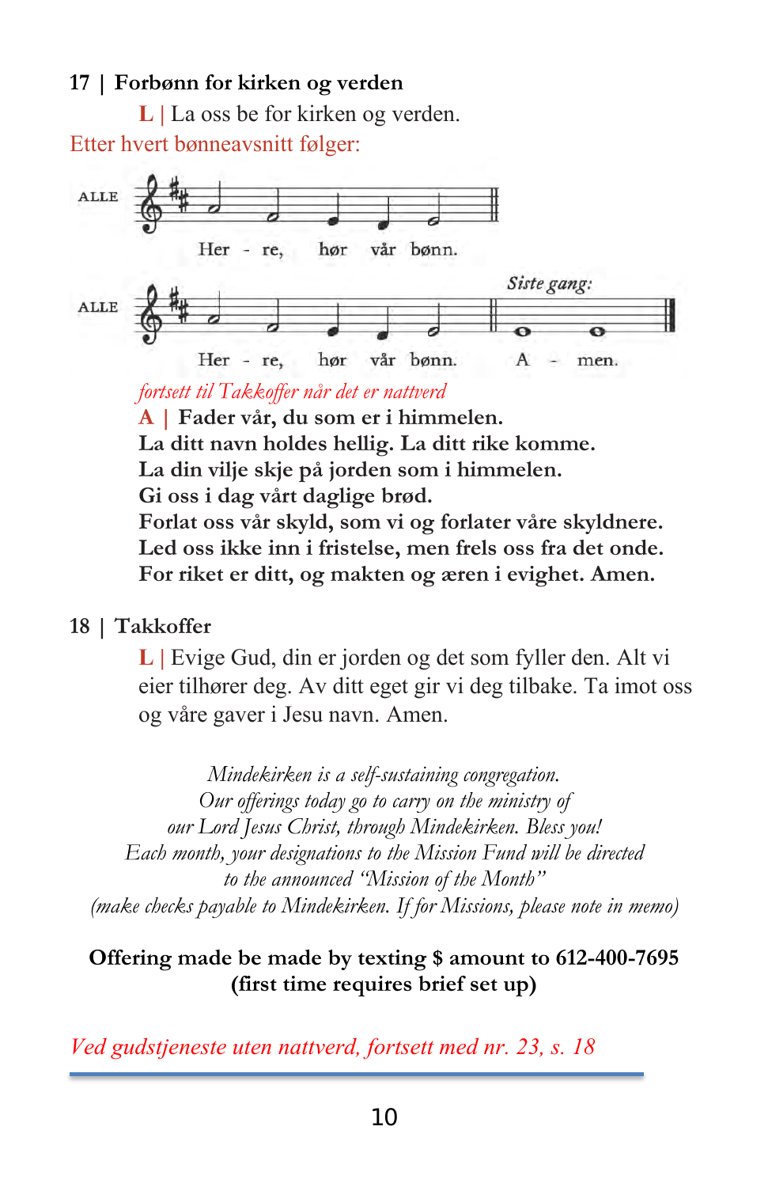## 17 | Forbønn for kirken og verden

**L** | La oss be for kirken og verden.

Etter hvert bønneavsnitt følger:

ALLE

Her - re, hør vår bønn.

ALLE

*Siste gang:*

Her - re, hør vår bønn. A - men.

*fortsett til Takkoffer når det er nattverd*

**A | Fader vår, du som er i himmelen.**
**La ditt navn holdes hellig. La ditt rike komme.**
**La din vilje skje på jorden som i himmelen.**
**Gi oss i dag vårt daglige brød.**
**Forlat oss vår skyld, som vi og forlater våre skyldnere.**
**Led oss ikke inn i fristelse, men frels oss fra det onde.**
**For riket er ditt, og makten og æren i evighet. Amen.**

## 18 | Takkoffer

**L** | Evige Gud, din er jorden og det som fyller den. Alt vi eier tilhører deg. Av ditt eget gir vi deg tilbake. Ta imot oss og våre gaver i Jesu navn. Amen.

*Mindekirken is a self-sustaining congregation.*
*Our offerings today go to carry on the ministry of*
*our Lord Jesus Christ, through Mindekirken. Bless you!*
*Each month, your designations to the Mission Fund will be directed*
*to the announced "Mission of the Month"*
*(make checks payable to Mindekirken. If for Missions, please note in memo)*

**Offering made be made by texting $ amount to 612-400-7695**
**(first time requires brief set up)**

*Ved gudstjeneste uten nattverd, fortsett med nr. 23, s. 18*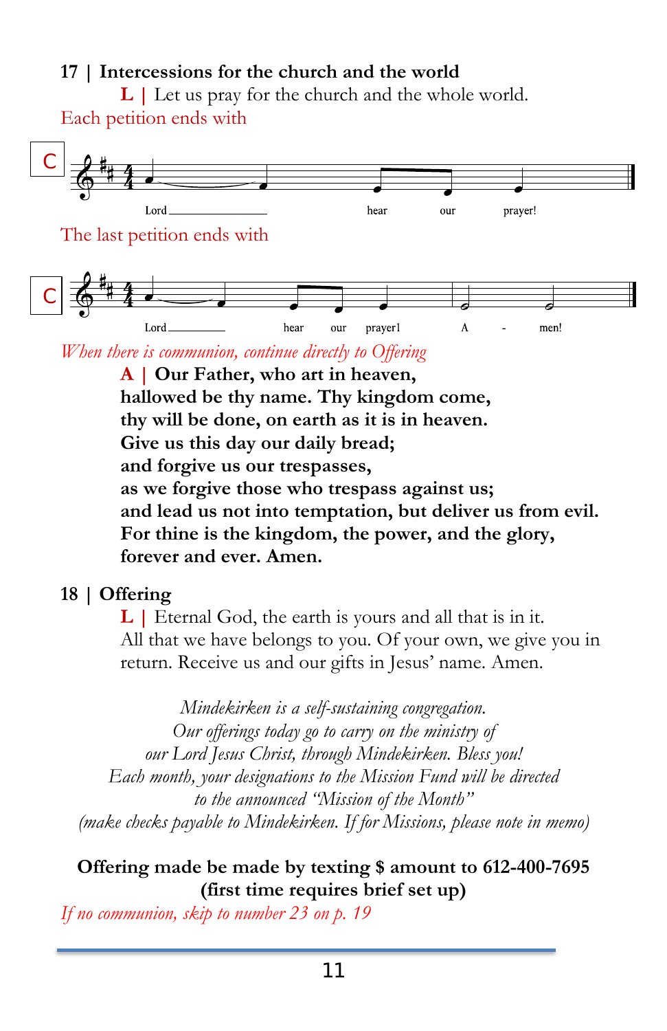## 17 | Intercessions for the church and the world

**L |** Let us pray for the church and the whole world.

Each petition ends with

**C** Lord ___ hear our prayer!

The last petition ends with

**C** Lord ___ hear our prayer! A - men!

*When there is communion, continue directly to Offering*

**A | Our Father, who art in heaven,**
**hallowed be thy name. Thy kingdom come,**
**thy will be done, on earth as it is in heaven.**
**Give us this day our daily bread;**
**and forgive us our trespasses,**
**as we forgive those who trespass against us;**
**and lead us not into temptation, but deliver us from evil.**
**For thine is the kingdom, the power, and the glory,**
**forever and ever. Amen.**

## 18 | Offering

**L |** Eternal God, the earth is yours and all that is in it. All that we have belongs to you. Of your own, we give you in return. Receive us and our gifts in Jesus' name. Amen.

*Mindekirken is a self-sustaining congregation.*
*Our offerings today go to carry on the ministry of*
*our Lord Jesus Christ, through Mindekirken. Bless you!*
*Each month, your designations to the Mission Fund will be directed*
*to the announced "Mission of the Month"*
*(make checks payable to Mindekirken. If for Missions, please note in memo)*

**Offering made be made by texting $ amount to 612-400-7695**
**(first time requires brief set up)**

*If no communion, skip to number 23 on p. 19*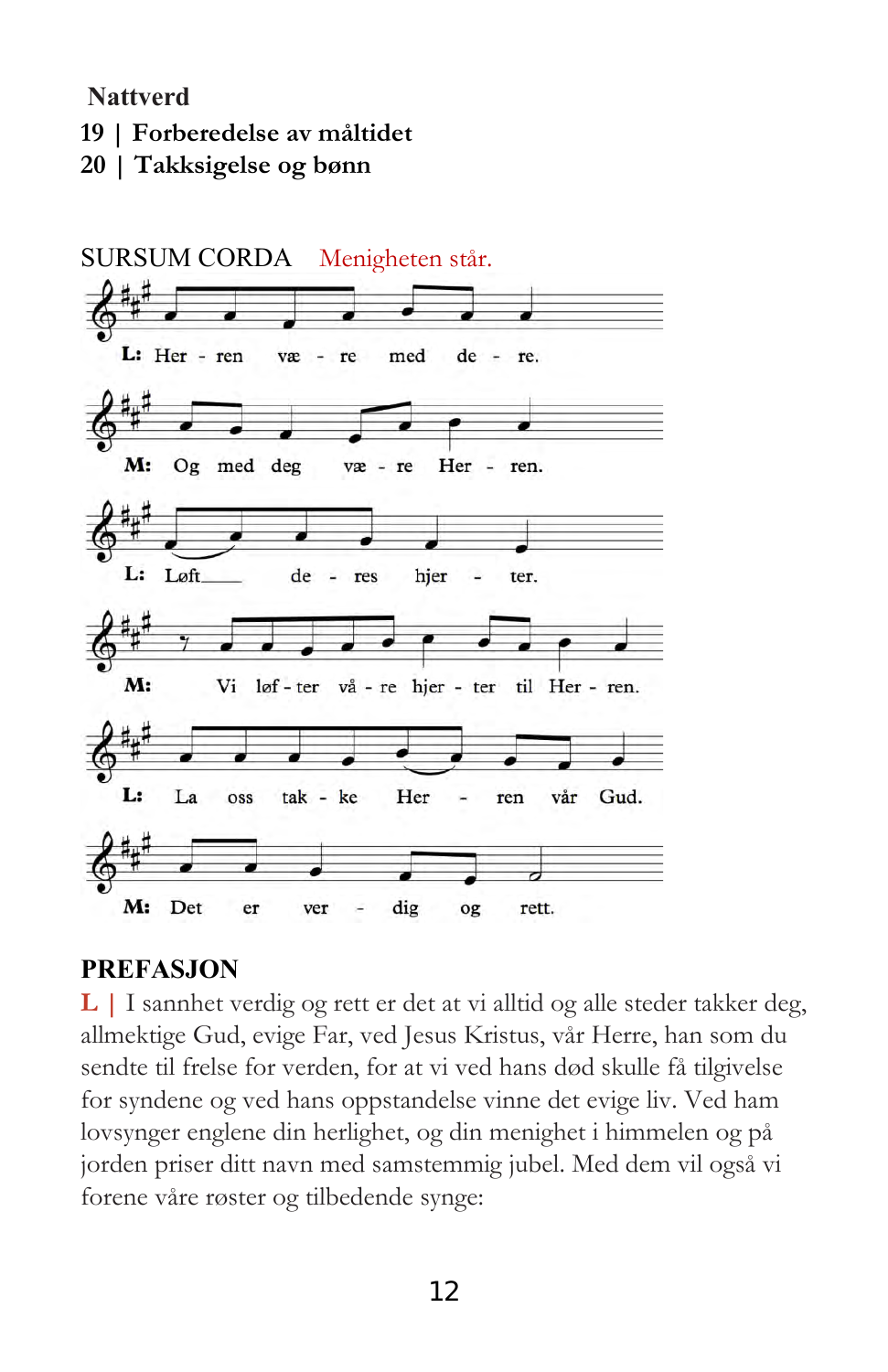**Nattverd**

**19 | Forberedelse av måltidet**

**20 | Takksigelse og bønn**

SURSUM CORDA Menigheten står.

**L:** Her - ren væ - re med de - re.

**M:** Og med deg væ - re Her - ren.

**L:** Løft___ de - res hjer - ter.

**M:** Vi løf - ter vå - re hjer - ter til Her - ren.

**L:** La oss tak - ke Her - ren vår Gud.

**M:** Det er ver - dig og rett.

## PREFASJON

L | I sannhet verdig og rett er det at vi alltid og alle steder takker deg, allmektige Gud, evige Far, ved Jesus Kristus, vår Herre, han som du sendte til frelse for verden, for at vi ved hans død skulle få tilgivelse for syndene og ved hans oppstandelse vinne det evige liv. Ved ham lovsynger englene din herlighet, og din menighet i himmelen og på jorden priser ditt navn med samstemmig jubel. Med dem vil også vi forene våre røster og tilbedende synge: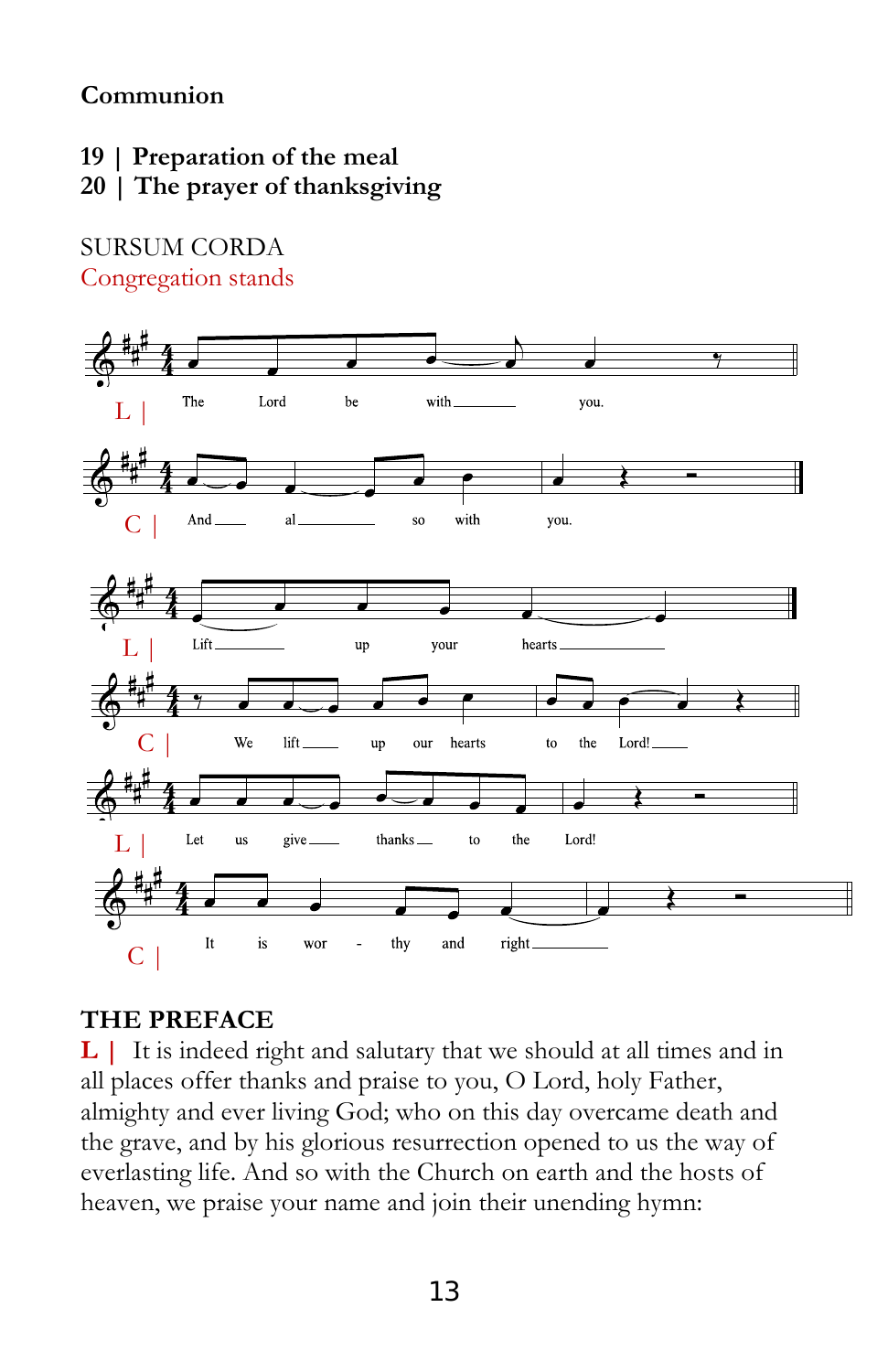## Communion

### 19 | Preparation of the meal
### 20 | The prayer of thanksgiving

SURSUM CORDA

Congregation stands

L | The Lord be with you.

C | And also with you.

L | Lift up your hearts

C | We lift up our hearts to the Lord!

L | Let us give thanks to the Lord!

C | It is worthy and right

### THE PREFACE

**L |** It is indeed right and salutary that we should at all times and in all places offer thanks and praise to you, O Lord, holy Father, almighty and ever living God; who on this day overcame death and the grave, and by his glorious resurrection opened to us the way of everlasting life. And so with the Church on earth and the hosts of heaven, we praise your name and join their unending hymn: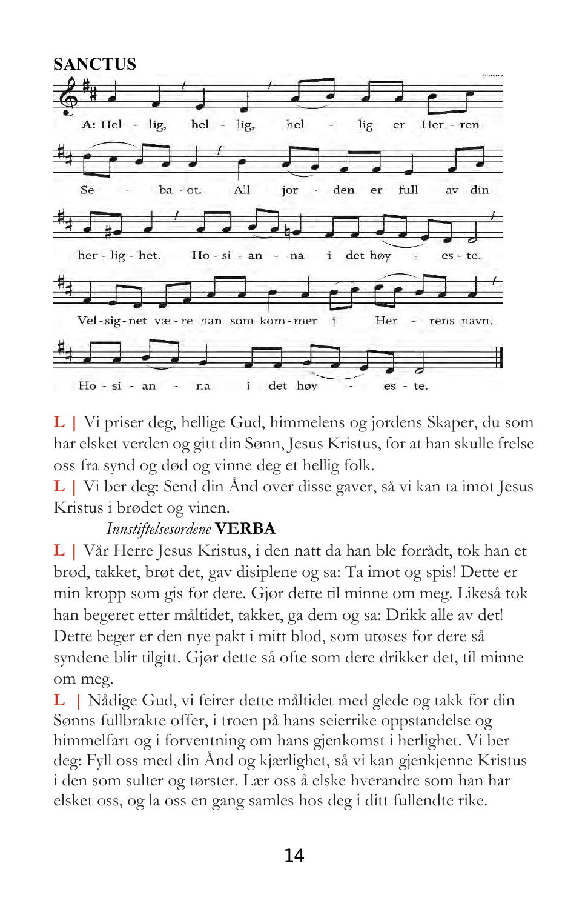## SANCTUS

A: Hel - lig, hel - lig, hel - lig er Her - ren Se - ba - ot. All jor - den er full av din her - lig - het. Ho - si - an - na i det høy - es - te. Vel - sig - net væ - re han som kom - mer i Her - rens navn. Ho - si - an - na i det høy - es - te.

**L |** Vi priser deg, hellige Gud, himmelens og jordens Skaper, du som har elsket verden og gitt din Sønn, Jesus Kristus, for at han skulle frelse oss fra synd og død og vinne deg et hellig folk.

**L |** Vi ber deg: Send din Ånd over disse gaver, så vi kan ta imot Jesus Kristus i brødet og vinen.

*Innstiftelsesordene* **VERBA**

**L |** Vår Herre Jesus Kristus, i den natt da han ble forrådt, tok han et brød, takket, brøt det, gav disiplene og sa: Ta imot og spis! Dette er min kropp som gis for dere. Gjør dette til minne om meg. Likeså tok han begeret etter måltidet, takket, ga dem og sa: Drikk alle av det! Dette beger er den nye pakt i mitt blod, som utøses for dere så syndene blir tilgitt. Gjør dette så ofte som dere drikker det, til minne om meg.

**L |** Nådige Gud, vi feirer dette måltidet med glede og takk for din Sønns fullbrakte offer, i troen på hans seierrike oppstandelse og himmelfart og i forventning om hans gjenkomst i herlighet. Vi ber deg: Fyll oss med din Ånd og kjærlighet, så vi kan gjenkjenne Kristus i den som sulter og tørster. Lær oss å elske hverandre som han har elsket oss, og la oss en gang samles hos deg i ditt fullendte rike.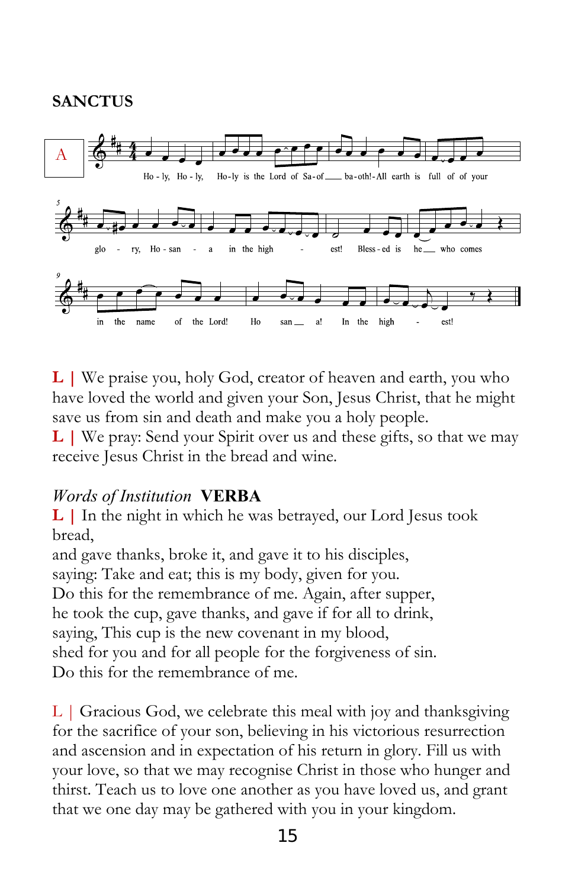## SANCTUS

A

Ho - ly, Ho - ly, Ho-ly is the Lord of Sa-of\_\_\_ ba-oth!-All earth is full of of your glo - ry, Ho - san - a in the high - est! Bless - ed is he\_\_ who comes in the name of the Lord! Ho san\_\_ a! In the high - est!

**L |** We praise you, holy God, creator of heaven and earth, you who have loved the world and given your Son, Jesus Christ, that he might save us from sin and death and make you a holy people.
**L |** We pray: Send your Spirit over us and these gifts, so that we may receive Jesus Christ in the bread and wine.

### *Words of Institution* **VERBA**

**L |** In the night in which he was betrayed, our Lord Jesus took bread,
and gave thanks, broke it, and gave it to his disciples,
saying: Take and eat; this is my body, given for you.
Do this for the remembrance of me. Again, after supper,
he took the cup, gave thanks, and gave if for all to drink,
saying, This cup is the new covenant in my blood,
shed for you and for all people for the forgiveness of sin.
Do this for the remembrance of me.

L | Gracious God, we celebrate this meal with joy and thanksgiving for the sacrifice of your son, believing in his victorious resurrection and ascension and in expectation of his return in glory. Fill us with your love, so that we may recognise Christ in those who hunger and thirst. Teach us to love one another as you have loved us, and grant that we one day may be gathered with you in your kingdom.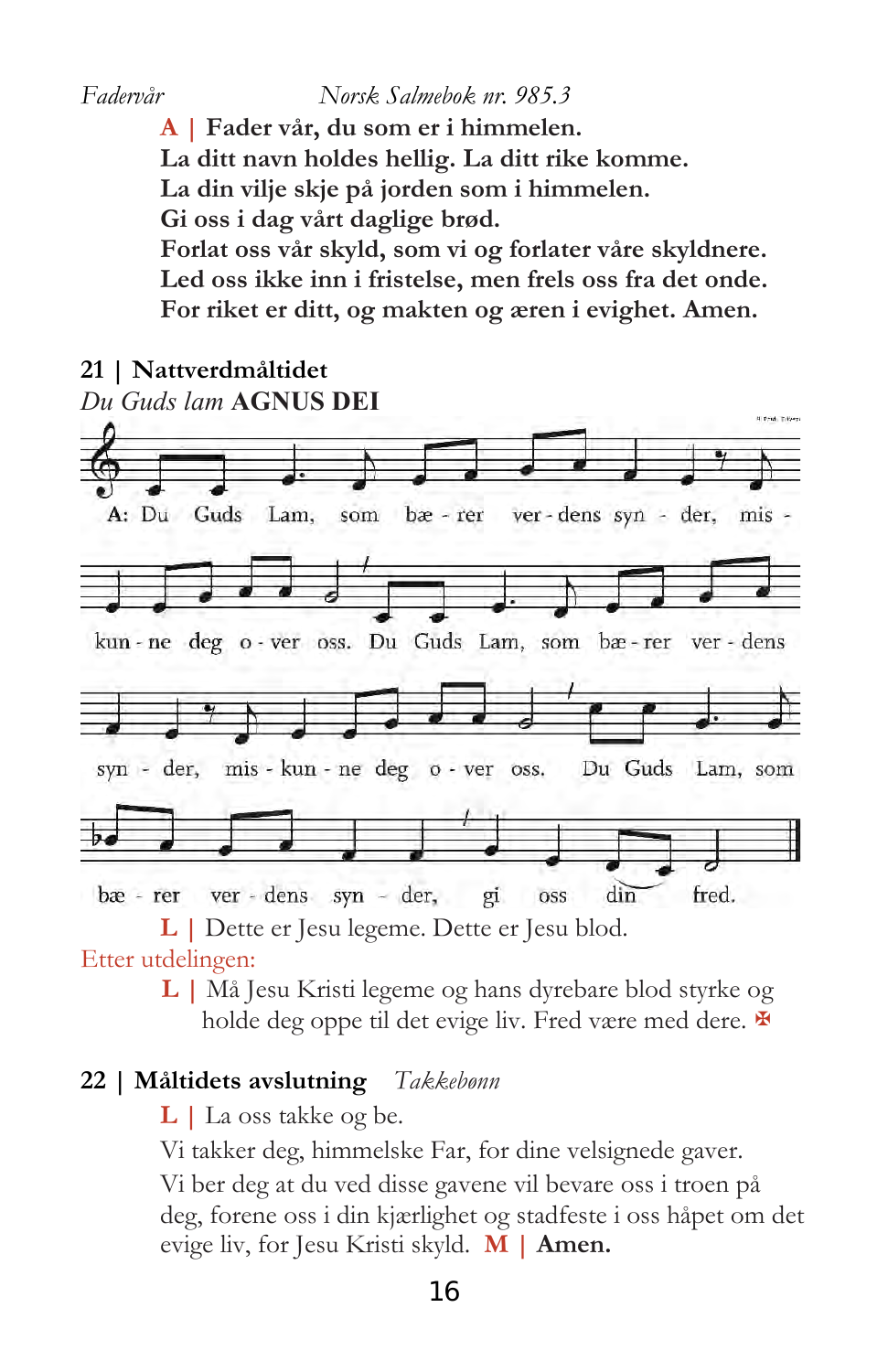*Fadervår* *Norsk Salmebok nr. 985.3*

**A | Fader vår, du som er i himmelen.**
**La ditt navn holdes hellig. La ditt rike komme.**
**La din vilje skje på jorden som i himmelen.**
**Gi oss i dag vårt daglige brød.**
**Forlat oss vår skyld, som vi og forlater våre skyldnere.**
**Led oss ikke inn i fristelse, men frels oss fra det onde.**
**For riket er ditt, og makten og æren i evighet. Amen.**

## 21 | Nattverdmåltidet

*Du Guds lam* **AGNUS DEI**

A: Du Guds Lam, som bæ - rer ver - dens syn - der, mis - kun - ne deg o - ver oss. Du Guds Lam, som bæ - rer ver - dens syn - der, mis - kun - ne deg o - ver oss. Du Guds Lam, som bæ - rer ver - dens syn - der, gi oss din fred.

**L |** Dette er Jesu legeme. Dette er Jesu blod.

Etter utdelingen:

**L |** Må Jesu Kristi legeme og hans dyrebare blod styrke og holde deg oppe til det evige liv. Fred være med dere. ✠

## 22 | Måltidets avslutning *Takkebønn*

**L |** La oss takke og be.

Vi takker deg, himmelske Far, for dine velsignede gaver. Vi ber deg at du ved disse gavene vil bevare oss i troen på deg, forene oss i din kjærlighet og stadfeste i oss håpet om det evige liv, for Jesu Kristi skyld. **M | Amen.**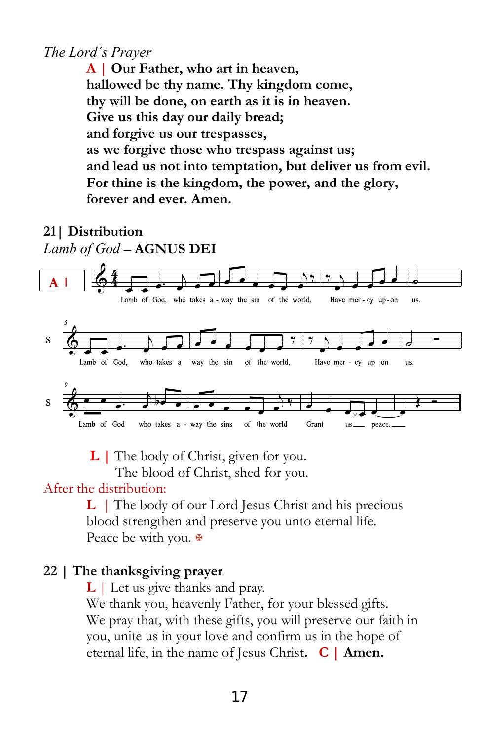*The Lord's Prayer*

**A | Our Father, who art in heaven,**
**hallowed be thy name. Thy kingdom come,**
**thy will be done, on earth as it is in heaven.**
**Give us this day our daily bread;**
**and forgive us our trespasses,**
**as we forgive those who trespass against us;**
**and lead us not into temptation, but deliver us from evil.**
**For thine is the kingdom, the power, and the glory,**
**forever and ever. Amen.**

## 21| Distribution

*Lamb of God* – **AGNUS DEI**

A |

Lamb of God, who takes a - way the sin of the world, Have mer - cy up-on us.

S

Lamb of God, who takes a way the sin of the world, Have mer - cy up on us.

S

Lamb of God who takes a - way the sins of the world Grant us peace.

L | The body of Christ, given for you.
The blood of Christ, shed for you.

After the distribution:

L | The body of our Lord Jesus Christ and his precious blood strengthen and preserve you unto eternal life.
Peace be with you. ✠

## 22 | The thanksgiving prayer

L | Let us give thanks and pray.
We thank you, heavenly Father, for your blessed gifts.
We pray that, with these gifts, you will preserve our faith in you, unite us in your love and confirm us in the hope of eternal life, in the name of Jesus Christ. **C | Amen.**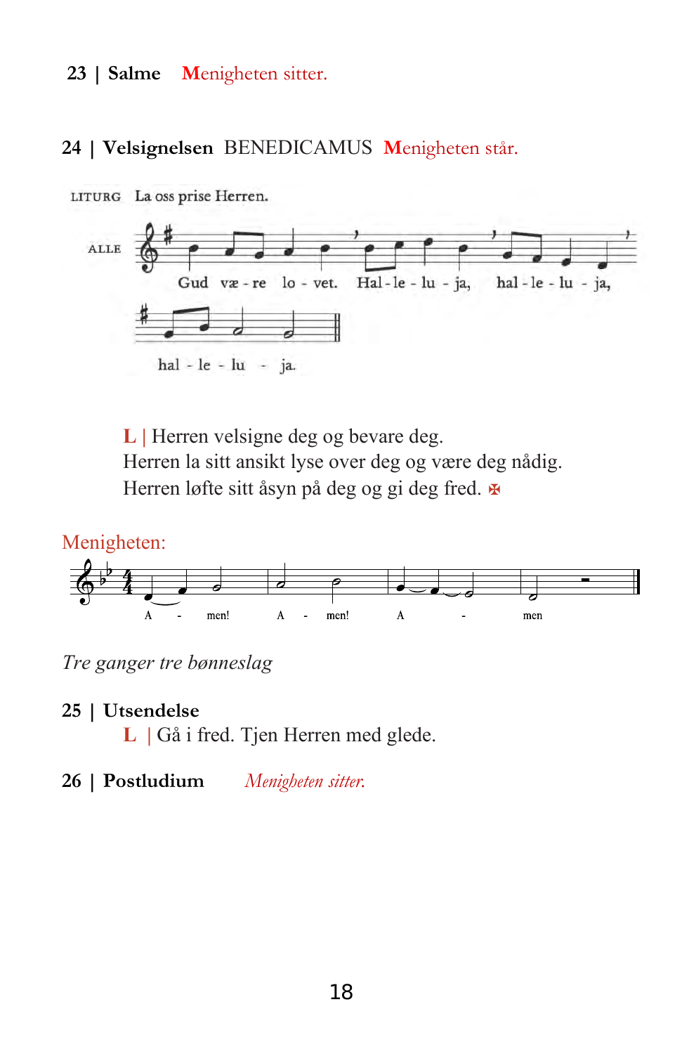**23 | Salme** Menigheten sitter.

**24 | Velsignelsen** BENEDICAMUS Menigheten står.

LITURG La oss prise Herren.

ALLE Gud væ - re lo - vet. Hal - le - lu - ja, hal - le - lu - ja,

hal - le - lu - ja.

L | Herren velsigne deg og bevare deg.
Herren la sitt ansikt lyse over deg og være deg nådig.
Herren løfte sitt åsyn på deg og gi deg fred. ✠

Menigheten:

A - men! A - men! A - men

*Tre ganger tre bønneslag*

**25 | Utsendelse**
L | Gå i fred. Tjen Herren med glede.

**26 | Postludium** *Menigheten sitter.*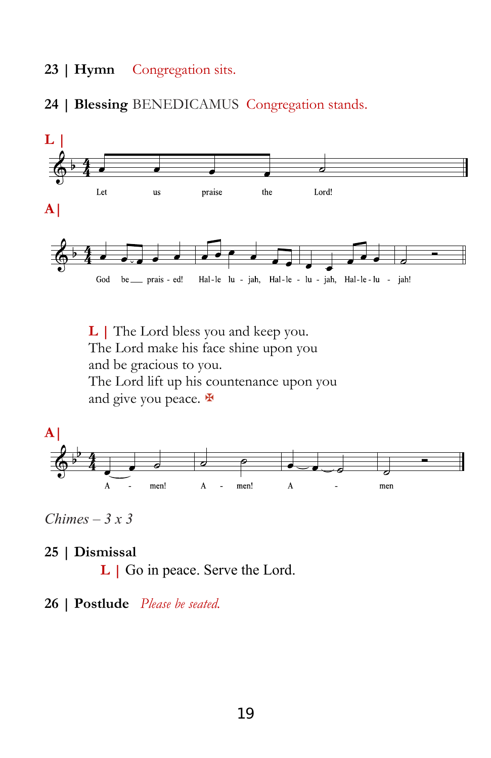**23 | Hymn** Congregation sits.

**24 | Blessing** BENEDICAMUS Congregation stands.

**L |**

Let us praise the Lord!

**A |**

God be praise - ed! Hal-le lu - jah, Hal-le - lu - jah, Hal-le-lu - jah!

**L |** The Lord bless you and keep you.
The Lord make his face shine upon you
and be gracious to you.
The Lord lift up his countenance upon you
and give you peace. ✠

**A |**

A - men! A - men! A - men

*Chimes – 3 x 3*

**25 | Dismissal**

**L |** Go in peace. Serve the Lord.

**26 | Postlude** *Please be seated.*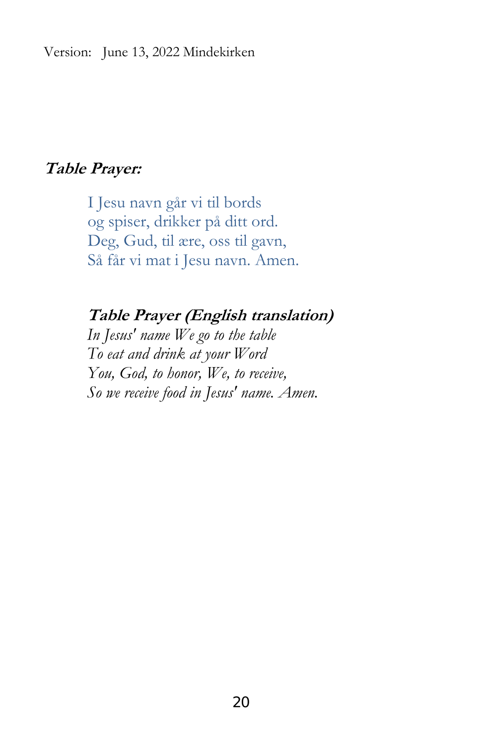Version: June 13, 2022 Mindekirken

## *Table Prayer:*

I Jesu navn går vi til bords  
og spiser, drikker på ditt ord.  
Deg, Gud, til ære, oss til gavn,  
Så får vi mat i Jesu navn. Amen.

### *Table Prayer (English translation)*

*In Jesus' name We go to the table*  
*To eat and drink at your Word*  
*You, God, to honor, We, to receive,*  
*So we receive food in Jesus' name. Amen.*